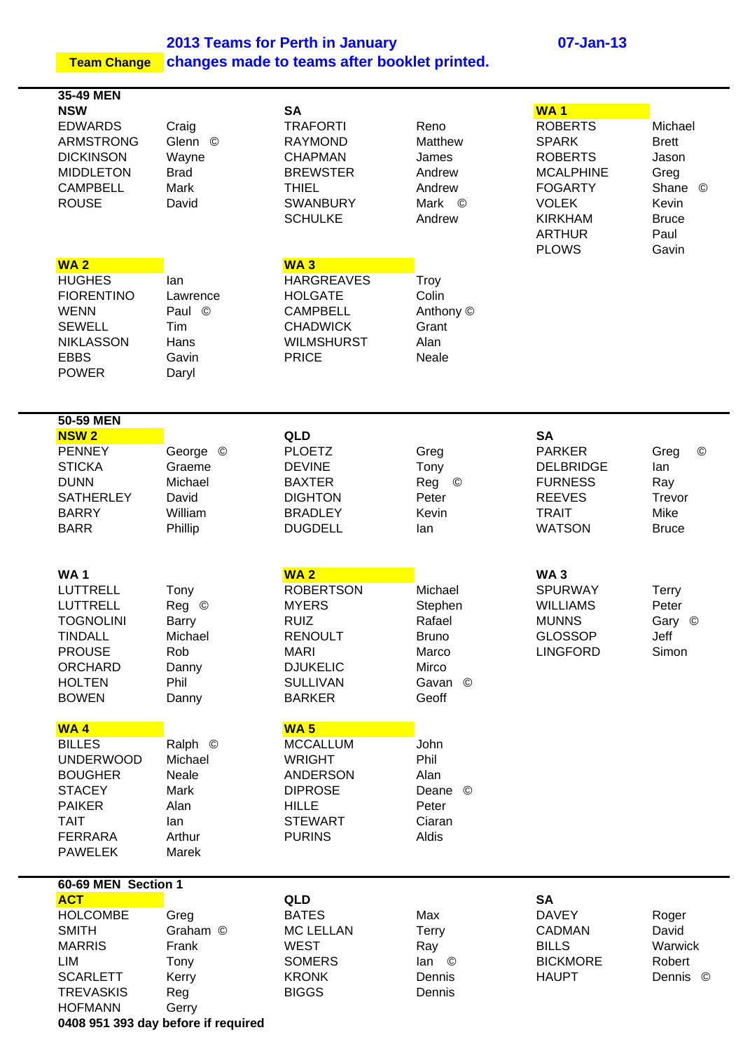# 2013 Teams for Perth in January

07-Jan-13

**Team Change** — changes made to teams after booklet printed.

---

## 35-49 MEN

**NSW**

| | |
|---|---|
| EDWARDS | Craig |
| ARMSTRONG | Glenn © |
| DICKINSON | Wayne |
| MIDDLETON | Brad |
| CAMPBELL | Mark |
| ROUSE | David |

**SA**

| | |
|---|---|
| TRAFORTI | Reno |
| RAYMOND | Matthew |
| CHAPMAN | James |
| BREWSTER | Andrew |
| THIEL | Andrew |
| SWANBURY | Mark © |
| SCHULKE | Andrew |

**WA 1** (Team Change)

| | |
|---|---|
| ROBERTS | Michael |
| SPARK | Brett |
| ROBERTS | Jason |
| MCALPHINE | Greg |
| FOGARTY | Shane © |
| VOLEK | Kevin |
| KIRKHAM | Bruce |
| ARTHUR | Paul |
| PLOWS | Gavin |

**WA 2** (Team Change)

| | |
|---|---|
| HUGHES | Ian |
| FIORENTINO | Lawrence |
| WENN | Paul © |
| SEWELL | Tim |
| NIKLASSON | Hans |
| EBBS | Gavin |
| POWER | Daryl |

**WA 3** (Team Change)

| | |
|---|---|
| HARGREAVES | Troy |
| HOLGATE | Colin |
| CAMPBELL | Anthony © |
| CHADWICK | Grant |
| WILMSHURST | Alan |
| PRICE | Neale |

---

## 50-59 MEN

**NSW 2** (Team Change)

| | |
|---|---|
| PENNEY | George © |
| STICKA | Graeme |
| DUNN | Michael |
| SATHERLEY | David |
| BARRY | William |
| BARR | Phillip |

**QLD**

| | |
|---|---|
| PLOETZ | Greg |
| DEVINE | Tony |
| BAXTER | Reg © |
| DIGHTON | Peter |
| BRADLEY | Kevin |
| DUGDELL | Ian |

**SA**

| | |
|---|---|
| PARKER | Greg © |
| DELBRIDGE | Ian |
| FURNESS | Ray |
| REEVES | Trevor |
| TRAIT | Mike |
| WATSON | Bruce |

**WA 1**

| | |
|---|---|
| LUTTRELL | Tony |
| LUTTRELL | Reg © |
| TOGNOLINI | Barry |
| TINDALL | Michael |
| PROUSE | Rob |
| ORCHARD | Danny |
| HOLTEN | Phil |
| BOWEN | Danny |

**WA 2** (Team Change)

| | |
|---|---|
| ROBERTSON | Michael |
| MYERS | Stephen |
| RUIZ | Rafael |
| RENOULT | Bruno |
| MARI | Marco |
| DJUKELIC | Mirco |
| SULLIVAN | Gavan © |
| BARKER | Geoff |

**WA 3**

| | |
|---|---|
| SPURWAY | Terry |
| WILLIAMS | Peter |
| MUNNS | Gary © |
| GLOSSOP | Jeff |
| LINGFORD | Simon |

**WA 4** (Team Change)

| | |
|---|---|
| BILLES | Ralph © |
| UNDERWOOD | Michael |
| BOUGHER | Neale |
| STACEY | Mark |
| PAIKER | Alan |
| TAIT | Ian |
| FERRARA | Arthur |
| PAWELEK | Marek |

**WA 5** (Team Change)

| | |
|---|---|
| MCCALLUM | John |
| WRIGHT | Phil |
| ANDERSON | Alan |
| DIPROSE | Deane © |
| HILLE | Peter |
| STEWART | Ciaran |
| PURINS | Aldis |

---

## 60-69 MEN Section 1

**ACT** (Team Change)

| | |
|---|---|
| HOLCOMBE | Greg |
| SMITH | Graham © |
| MARRIS | Frank |
| LIM | Tony |
| SCARLETT | Kerry |
| TREVASKIS | Reg |
| HOFMANN | Gerry |

**0408 951 393 day before if required**

**QLD**

| | |
|---|---|
| BATES | Max |
| MC LELLAN | Terry |
| WEST | Ray |
| SOMERS | Ian © |
| KRONK | Dennis |
| BIGGS | Dennis |

**SA**

| | |
|---|---|
| DAVEY | Roger |
| CADMAN | David |
| BILLS | Warwick |
| BICKMORE | Robert |
| HAUPT | Dennis © |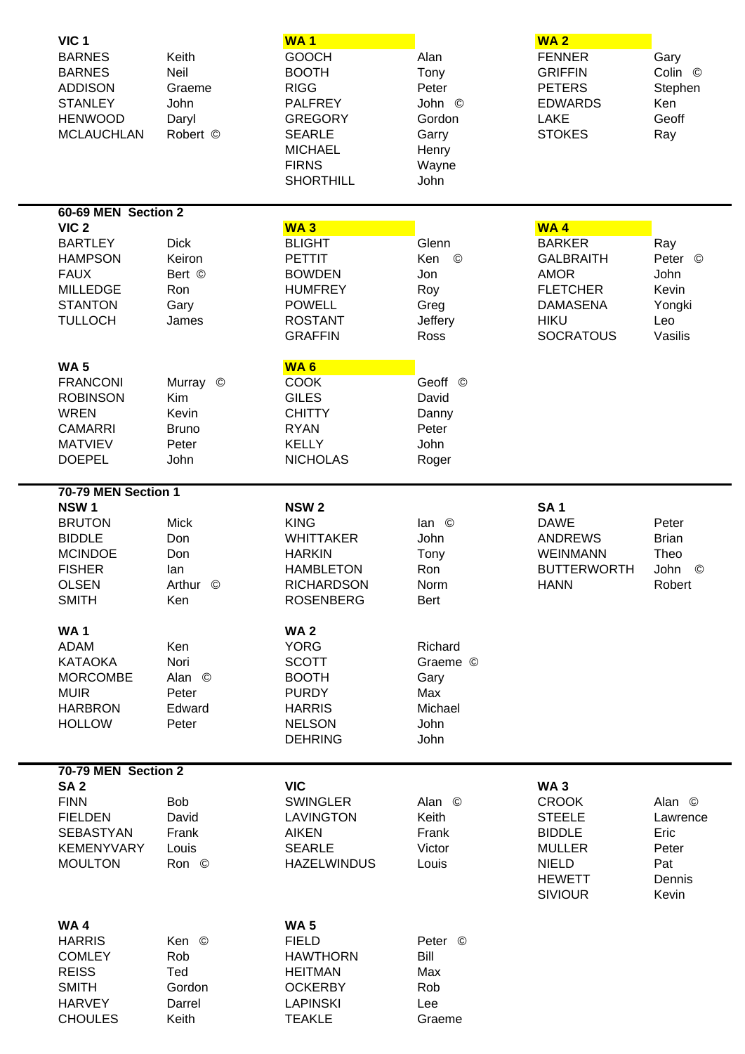| VIC 1 | | WA 1 | | WA 2 | |
|---|---|---|---|---|---|
| BARNES | Keith | GOOCH | Alan | FENNER | Gary |
| BARNES | Neil | BOOTH | Tony | GRIFFIN | Colin © |
| ADDISON | Graeme | RIGG | Peter | PETERS | Stephen |
| STANLEY | John | PALFREY | John © | EDWARDS | Ken |
| HENWOOD | Daryl | GREGORY | Gordon | LAKE | Geoff |
| MCLAUCHLAN | Robert © | SEARLE | Garry | STOKES | Ray |
| | | MICHAEL | Henry | | |
| | | FIRNS | Wayne | | |
| | | SHORTHILL | John | | |

**60-69 MEN Section 2**

| VIC 2 | | WA 3 | | WA 4 | |
|---|---|---|---|---|---|
| BARTLEY | Dick | BLIGHT | Glenn | BARKER | Ray |
| HAMPSON | Keiron | PETTIT | Ken © | GALBRAITH | Peter © |
| FAUX | Bert © | BOWDEN | Jon | AMOR | John |
| MILLEDGE | Ron | HUMFREY | Roy | FLETCHER | Kevin |
| STANTON | Gary | POWELL | Greg | DAMASENA | Yongki |
| TULLOCH | James | ROSTANT | Jeffery | HIKU | Leo |
| | | GRAFFIN | Ross | SOCRATOUS | Vasilis |

| WA 5 | | WA 6 | |
|---|---|---|---|
| FRANCONI | Murray © | COOK | Geoff © |
| ROBINSON | Kim | GILES | David |
| WREN | Kevin | CHITTY | Danny |
| CAMARRI | Bruno | RYAN | Peter |
| MATVIEV | Peter | KELLY | John |
| DOEPEL | John | NICHOLAS | Roger |

**70-79 MEN Section 1**

| NSW 1 | | NSW 2 | | SA 1 | |
|---|---|---|---|---|---|
| BRUTON | Mick | KING | Ian © | DAWE | Peter |
| BIDDLE | Don | WHITTAKER | John | ANDREWS | Brian |
| MCINDOE | Don | HARKIN | Tony | WEINMANN | Theo |
| FISHER | Ian | HAMBLETON | Ron | BUTTERWORTH | John © |
| OLSEN | Arthur © | RICHARDSON | Norm | HANN | Robert |
| SMITH | Ken | ROSENBERG | Bert | | |

| WA 1 | | WA 2 | |
|---|---|---|---|
| ADAM | Ken | YORG | Richard |
| KATAOKA | Nori | SCOTT | Graeme © |
| MORCOMBE | Alan © | BOOTH | Gary |
| MUIR | Peter | PURDY | Max |
| HARBRON | Edward | HARRIS | Michael |
| HOLLOW | Peter | NELSON | John |
| | | DEHRING | John |

**70-79 MEN Section 2**

| SA 2 | | VIC | | WA 3 | |
|---|---|---|---|---|---|
| FINN | Bob | SWINGLER | Alan © | CROOK | Alan © |
| FIELDEN | David | LAVINGTON | Keith | STEELE | Lawrence |
| SEBASTYAN | Frank | AIKEN | Frank | BIDDLE | Eric |
| KEMENYVARY | Louis | SEARLE | Victor | MULLER | Peter |
| MOULTON | Ron © | HAZELWINDUS | Louis | NIELD | Pat |
| | | | | HEWETT | Dennis |
| | | | | SIVIOUR | Kevin |

| WA 4 | | WA 5 | |
|---|---|---|---|
| HARRIS | Ken © | FIELD | Peter © |
| COMLEY | Rob | HAWTHORN | Bill |
| REISS | Ted | HEITMAN | Max |
| SMITH | Gordon | OCKERBY | Rob |
| HARVEY | Darrel | LAPINSKI | Lee |
| CHOULES | Keith | TEAKLE | Graeme |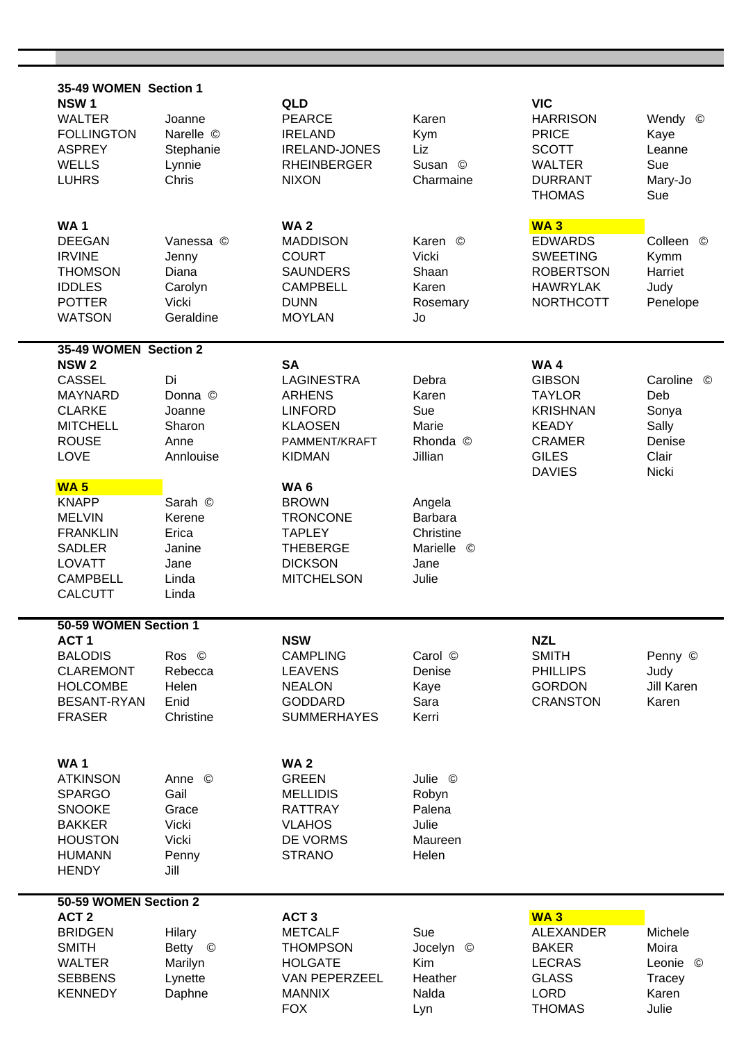## 35-49 WOMEN Section 1

**NSW 1**

| | |
|---|---|
| WALTER | Joanne |
| FOLLINGTON | Narelle © |
| ASPREY | Stephanie |
| WELLS | Lynnie |
| LUHRS | Chris |

**QLD**

| | |
|---|---|
| PEARCE | Karen |
| IRELAND | Kym |
| IRELAND-JONES | Liz |
| RHEINBERGER | Susan © |
| NIXON | Charmaine |

**VIC**

| | |
|---|---|
| HARRISON | Wendy © |
| PRICE | Kaye |
| SCOTT | Leanne |
| WALTER | Sue |
| DURRANT | Mary-Jo |
| THOMAS | Sue |

**WA 1**

| | |
|---|---|
| DEEGAN | Vanessa © |
| IRVINE | Jenny |
| THOMSON | Diana |
| IDDLES | Carolyn |
| POTTER | Vicki |
| WATSON | Geraldine |

**WA 2**

| | |
|---|---|
| MADDISON | Karen © |
| COURT | Vicki |
| SAUNDERS | Shaan |
| CAMPBELL | Karen |
| DUNN | Rosemary |
| MOYLAN | Jo |

**WA 3**

| | |
|---|---|
| EDWARDS | Colleen © |
| SWEETING | Kymm |
| ROBERTSON | Harriet |
| HAWRYLAK | Judy |
| NORTHCOTT | Penelope |

## 35-49 WOMEN Section 2

**NSW 2**

| | |
|---|---|
| CASSEL | Di |
| MAYNARD | Donna © |
| CLARKE | Joanne |
| MITCHELL | Sharon |
| ROUSE | Anne |
| LOVE | Annlouise |

**SA**

| | |
|---|---|
| LAGINESTRA | Debra |
| ARHENS | Karen |
| LINFORD | Sue |
| KLAOSEN | Marie |
| PAMMENT/KRAFT | Rhonda © |
| KIDMAN | Jillian |

**WA 4**

| | |
|---|---|
| GIBSON | Caroline © |
| TAYLOR | Deb |
| KRISHNAN | Sonya |
| KEADY | Sally |
| CRAMER | Denise |
| GILES | Clair |
| DAVIES | Nicki |

**WA 5**

| | |
|---|---|
| KNAPP | Sarah © |
| MELVIN | Kerene |
| FRANKLIN | Erica |
| SADLER | Janine |
| LOVATT | Jane |
| CAMPBELL | Linda |
| CALCUTT | Linda |

**WA 6**

| | |
|---|---|
| BROWN | Angela |
| TRONCONE | Barbara |
| TAPLEY | Christine |
| THEBERGE | Marielle © |
| DICKSON | Jane |
| MITCHELSON | Julie |

## 50-59 WOMEN Section 1

**ACT 1**

| | |
|---|---|
| BALODIS | Ros © |
| CLAREMONT | Rebecca |
| HOLCOMBE | Helen |
| BESANT-RYAN | Enid |
| FRASER | Christine |

**NSW**

| | |
|---|---|
| CAMPLING | Carol © |
| LEAVENS | Denise |
| NEALON | Kaye |
| GODDARD | Sara |
| SUMMERHAYES | Kerri |

**NZL**

| | |
|---|---|
| SMITH | Penny © |
| PHILLIPS | Judy |
| GORDON | Jill Karen |
| CRANSTON | Karen |

**WA 1**

| | |
|---|---|
| ATKINSON | Anne © |
| SPARGO | Gail |
| SNOOKE | Grace |
| BAKKER | Vicki |
| HOUSTON | Vicki |
| HUMANN | Penny |
| HENDY | Jill |

**WA 2**

| | |
|---|---|
| GREEN | Julie © |
| MELLIDIS | Robyn |
| RATTRAY | Palena |
| VLAHOS | Julie |
| DE VORMS | Maureen |
| STRANO | Helen |

## 50-59 WOMEN Section 2

**ACT 2**

| | |
|---|---|
| BRIDGEN | Hilary |
| SMITH | Betty © |
| WALTER | Marilyn |
| SEBBENS | Lynette |
| KENNEDY | Daphne |

**ACT 3**

| | |
|---|---|
| METCALF | Sue |
| THOMPSON | Jocelyn © |
| HOLGATE | Kim |
| VAN PEPERZEEL | Heather |
| MANNIX | Nalda |
| FOX | Lyn |

**WA 3**

| | |
|---|---|
| ALEXANDER | Michele |
| BAKER | Moira |
| LECRAS | Leonie © |
| GLASS | Tracey |
| LORD | Karen |
| THOMAS | Julie |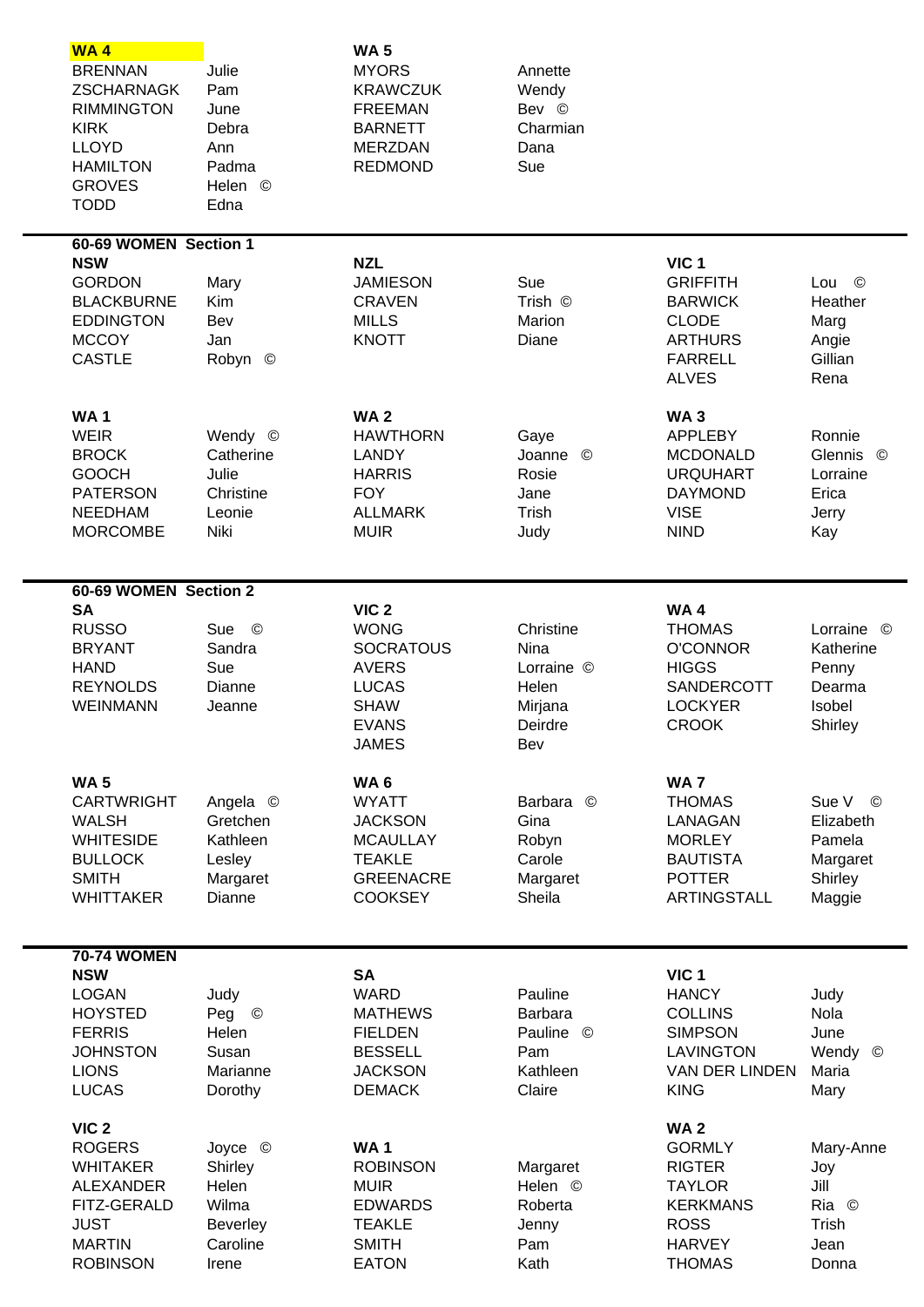| WA 4 | | WA 5 | |
|---|---|---|---|
| BRENNAN | Julie | MYORS | Annette |
| ZSCHARNAGK | Pam | KRAWCZUK | Wendy |
| RIMMINGTON | June | FREEMAN | Bev © |
| KIRK | Debra | BARNETT | Charmian |
| LLOYD | Ann | MERZDAN | Dana |
| HAMILTON | Padma | REDMOND | Sue |
| GROVES | Helen © | | |
| TODD | Edna | | |

## 60-69 WOMEN Section 1

| NSW | | NZL | | VIC 1 | |
|---|---|---|---|---|---|
| GORDON | Mary | JAMIESON | Sue | GRIFFITH | Lou © |
| BLACKBURNE | Kim | CRAVEN | Trish © | BARWICK | Heather |
| EDDINGTON | Bev | MILLS | Marion | CLODE | Marg |
| MCCOY | Jan | KNOTT | Diane | ARTHURS | Angie |
| CASTLE | Robyn © | | | FARRELL | Gillian |
| | | | | ALVES | Rena |

| WA 1 | | WA 2 | | WA 3 | |
|---|---|---|---|---|---|
| WEIR | Wendy © | HAWTHORN | Gaye | APPLEBY | Ronnie |
| BROCK | Catherine | LANDY | Joanne © | MCDONALD | Glennis © |
| GOOCH | Julie | HARRIS | Rosie | URQUHART | Lorraine |
| PATERSON | Christine | FOY | Jane | DAYMOND | Erica |
| NEEDHAM | Leonie | ALLMARK | Trish | VISE | Jerry |
| MORCOMBE | Niki | MUIR | Judy | NIND | Kay |

## 60-69 WOMEN Section 2

| SA | | VIC 2 | | WA 4 | |
|---|---|---|---|---|---|
| RUSSO | Sue © | WONG | Christine | THOMAS | Lorraine © |
| BRYANT | Sandra | SOCRATOUS | Nina | O'CONNOR | Katherine |
| HAND | Sue | AVERS | Lorraine © | HIGGS | Penny |
| REYNOLDS | Dianne | LUCAS | Helen | SANDERCOTT | Dearma |
| WEINMANN | Jeanne | SHAW | Mirjana | LOCKYER | Isobel |
| | | EVANS | Deirdre | CROOK | Shirley |
| | | JAMES | Bev | | |

| WA 5 | | WA 6 | | WA 7 | |
|---|---|---|---|---|---|
| CARTWRIGHT | Angela © | WYATT | Barbara © | THOMAS | Sue V © |
| WALSH | Gretchen | JACKSON | Gina | LANAGAN | Elizabeth |
| WHITESIDE | Kathleen | MCAULLAY | Robyn | MORLEY | Pamela |
| BULLOCK | Lesley | TEAKLE | Carole | BAUTISTA | Margaret |
| SMITH | Margaret | GREENACRE | Margaret | POTTER | Shirley |
| WHITTAKER | Dianne | COOKSEY | Sheila | ARTINGSTALL | Maggie |

## 70-74 WOMEN

| NSW | | SA | | VIC 1 | |
|---|---|---|---|---|---|
| LOGAN | Judy | WARD | Pauline | HANCY | Judy |
| HOYSTED | Peg © | MATHEWS | Barbara | COLLINS | Nola |
| FERRIS | Helen | FIELDEN | Pauline © | SIMPSON | June |
| JOHNSTON | Susan | BESSELL | Pam | LAVINGTON | Wendy © |
| LIONS | Marianne | JACKSON | Kathleen | VAN DER LINDEN | Maria |
| LUCAS | Dorothy | DEMACK | Claire | KING | Mary |

| VIC 2 | | WA 1 | | WA 2 | |
|---|---|---|---|---|---|
| ROGERS | Joyce © | | | GORMLY | Mary-Anne |
| WHITAKER | Shirley | ROBINSON | Margaret | RIGTER | Joy |
| ALEXANDER | Helen | MUIR | Helen © | TAYLOR | Jill |
| FITZ-GERALD | Wilma | EDWARDS | Roberta | KERKMANS | Ria © |
| JUST | Beverley | TEAKLE | Jenny | ROSS | Trish |
| MARTIN | Caroline | SMITH | Pam | HARVEY | Jean |
| ROBINSON | Irene | EATON | Kath | THOMAS | Donna |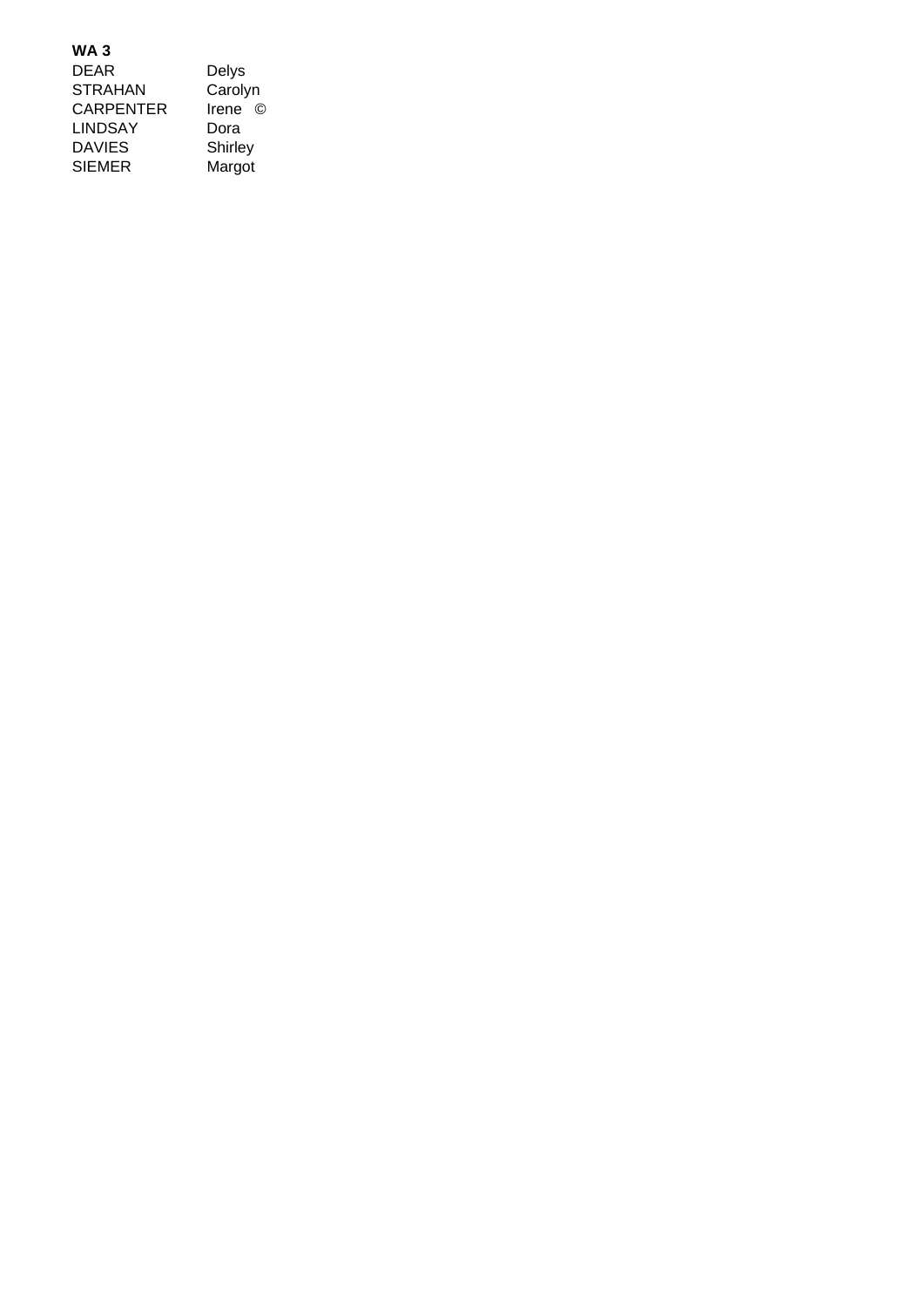**WA 3**

| | |
|---|---|
| DEAR | Delys |
| STRAHAN | Carolyn |
| CARPENTER | Irene © |
| LINDSAY | Dora |
| DAVIES | Shirley |
| SIEMER | Margot |